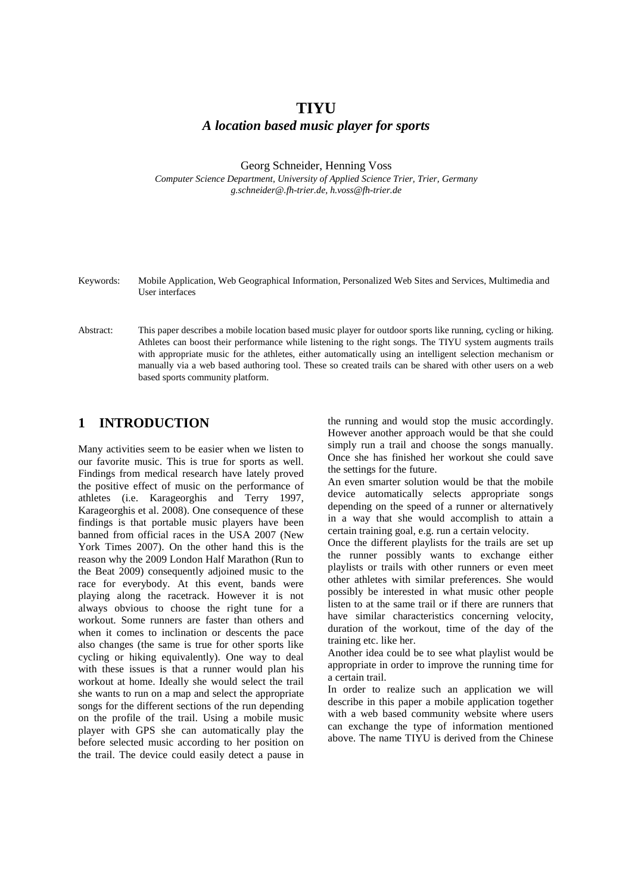# TIYU

## *A location based music player for sports*

Georg Schneider, Henning Voss

*Computer Science Department, University of Applied Science Trier, Trier, Germany*
*g.schneider@.fh-trier.de, h.voss@fh-trier.de*

Keywords: Mobile Application, Web Geographical Information, Personalized Web Sites and Services, Multimedia and User interfaces

Abstract: This paper describes a mobile location based music player for outdoor sports like running, cycling or hiking. Athletes can boost their performance while listening to the right songs. The TIYU system augments trails with appropriate music for the athletes, either automatically using an intelligent selection mechanism or manually via a web based authoring tool. These so created trails can be shared with other users on a web based sports community platform.

## 1 INTRODUCTION

Many activities seem to be easier when we listen to our favorite music. This is true for sports as well. Findings from medical research have lately proved the positive effect of music on the performance of athletes (i.e. Karageorghis and Terry 1997, Karageorghis et al. 2008). One consequence of these findings is that portable music players have been banned from official races in the USA 2007 (New York Times 2007). On the other hand this is the reason why the 2009 London Half Marathon (Run to the Beat 2009) consequently adjoined music to the race for everybody. At this event, bands were playing along the racetrack. However it is not always obvious to choose the right tune for a workout. Some runners are faster than others and when it comes to inclination or descents the pace also changes (the same is true for other sports like cycling or hiking equivalently). One way to deal with these issues is that a runner would plan his workout at home. Ideally she would select the trail she wants to run on a map and select the appropriate songs for the different sections of the run depending on the profile of the trail. Using a mobile music player with GPS she can automatically play the before selected music according to her position on the trail. The device could easily detect a pause in the running and would stop the music accordingly. However another approach would be that she could simply run a trail and choose the songs manually. Once she has finished her workout she could save the settings for the future.

An even smarter solution would be that the mobile device automatically selects appropriate songs depending on the speed of a runner or alternatively in a way that she would accomplish to attain a certain training goal, e.g. run a certain velocity.

Once the different playlists for the trails are set up the runner possibly wants to exchange either playlists or trails with other runners or even meet other athletes with similar preferences. She would possibly be interested in what music other people listen to at the same trail or if there are runners that have similar characteristics concerning velocity, duration of the workout, time of the day of the training etc. like her.

Another idea could be to see what playlist would be appropriate in order to improve the running time for a certain trail.

In order to realize such an application we will describe in this paper a mobile application together with a web based community website where users can exchange the type of information mentioned above. The name TIYU is derived from the Chinese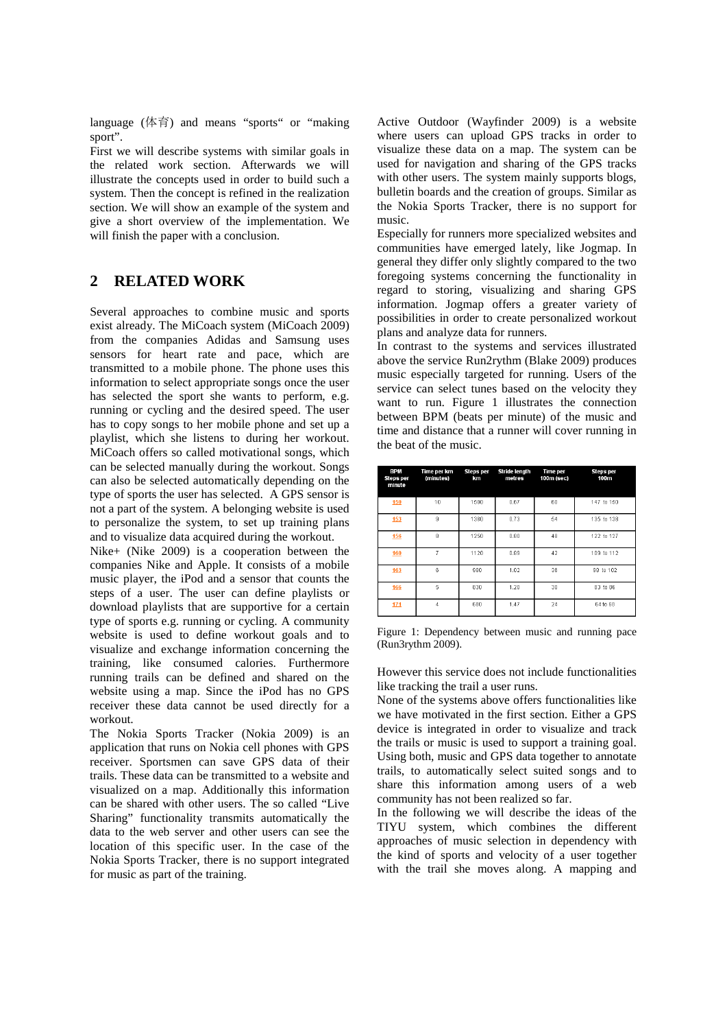language (体育) and means "sports" or "making sport".

First we will describe systems with similar goals in the related work section. Afterwards we will illustrate the concepts used in order to build such a system. Then the concept is refined in the realization section. We will show an example of the system and give a short overview of the implementation. We will finish the paper with a conclusion.

## 2 RELATED WORK

Several approaches to combine music and sports exist already. The MiCoach system (MiCoach 2009) from the companies Adidas and Samsung uses sensors for heart rate and pace, which are transmitted to a mobile phone. The phone uses this information to select appropriate songs once the user has selected the sport she wants to perform, e.g. running or cycling and the desired speed. The user has to copy songs to her mobile phone and set up a playlist, which she listens to during her workout. MiCoach offers so called motivational songs, which can be selected manually during the workout. Songs can also be selected automatically depending on the type of sports the user has selected. A GPS sensor is not a part of the system. A belonging website is used to personalize the system, to set up training plans and to visualize data acquired during the workout.

Nike+ (Nike 2009) is a cooperation between the companies Nike and Apple. It consists of a mobile music player, the iPod and a sensor that counts the steps of a user. The user can define playlists or download playlists that are supportive for a certain type of sports e.g. running or cycling. A community website is used to define workout goals and to visualize and exchange information concerning the training, like consumed calories. Furthermore running trails can be defined and shared on the website using a map. Since the iPod has no GPS receiver these data cannot be used directly for a workout.

The Nokia Sports Tracker (Nokia 2009) is an application that runs on Nokia cell phones with GPS receiver. Sportsmen can save GPS data of their trails. These data can be transmitted to a website and visualized on a map. Additionally this information can be shared with other users. The so called "Live Sharing" functionality transmits automatically the data to the web server and other users can see the location of this specific user. In the case of the Nokia Sports Tracker, there is no support integrated for music as part of the training.

Active Outdoor (Wayfinder 2009) is a website where users can upload GPS tracks in order to visualize these data on a map. The system can be used for navigation and sharing of the GPS tracks with other users. The system mainly supports blogs, bulletin boards and the creation of groups. Similar as the Nokia Sports Tracker, there is no support for music.

Especially for runners more specialized websites and communities have emerged lately, like Jogmap. In general they differ only slightly compared to the two foregoing systems concerning the functionality in regard to storing, visualizing and sharing GPS information. Jogmap offers a greater variety of possibilities in order to create personalized workout plans and analyze data for runners.

In contrast to the systems and services illustrated above the service Run2rythm (Blake 2009) produces music especially targeted for running. Users of the service can select tunes based on the velocity they want to run. Figure 1 illustrates the connection between BPM (beats per minute) of the music and time and distance that a runner will cover running in the beat of the music.

| BPM Steps per minute | Time per km (minutes) | Steps per km | Stride length metres | Time per 100m (sec) | Steps per 100m |
|---|---|---|---|---|---|
| 150 | 10 | 1500 | 0.67 | 60 | 147 to 150 |
| 153 | 9 | 1380 | 0.73 | 54 | 135 to 138 |
| 156 | 8 | 1250 | 0.80 | 48 | 122 to 127 |
| 160 | 7 | 1120 | 0.89 | 42 | 109 to 112 |
| 163 | 6 | 980 | 1.02 | 36 | 98 to 102 |
| 166 | 5 | 830 | 1.20 | 30 | 83 to 86 |
| 171 | 4 | 680 | 1.47 | 24 | 64 to 68 |

Figure 1: Dependency between music and running pace (Run3rythm 2009).

However this service does not include functionalities like tracking the trail a user runs.

None of the systems above offers functionalities like we have motivated in the first section. Either a GPS device is integrated in order to visualize and track the trails or music is used to support a training goal. Using both, music and GPS data together to annotate trails, to automatically select suited songs and to share this information among users of a web community has not been realized so far.

In the following we will describe the ideas of the TIYU system, which combines the different approaches of music selection in dependency with the kind of sports and velocity of a user together with the trail she moves along. A mapping and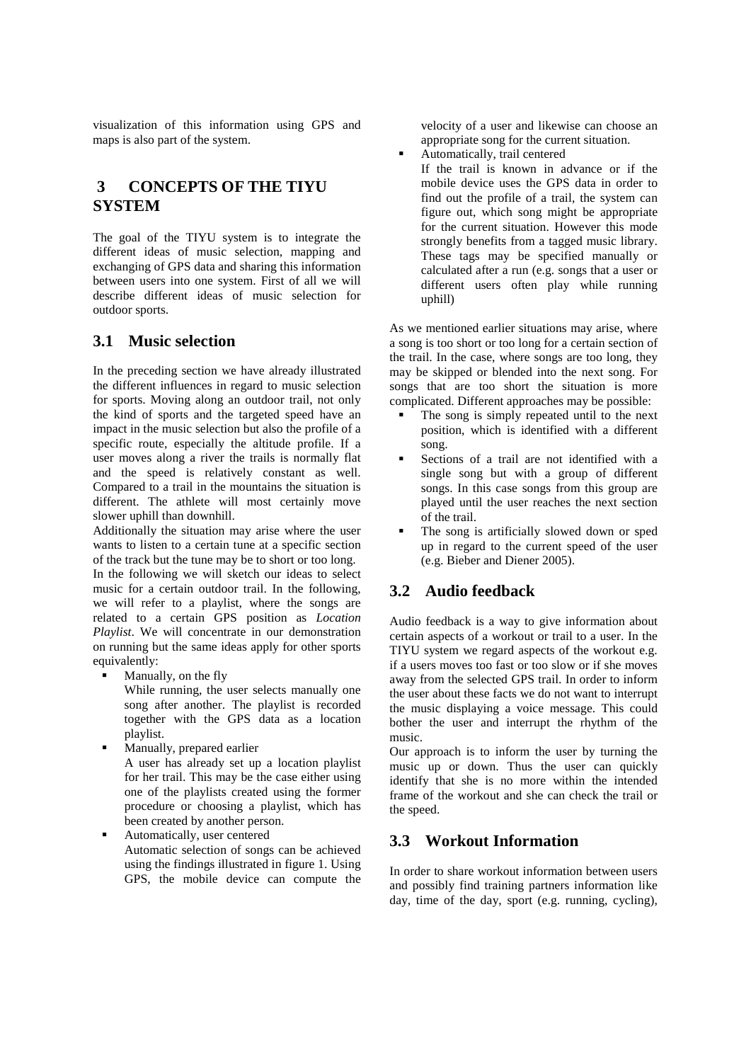visualization of this information using GPS and maps is also part of the system.

## 3 CONCEPTS OF THE TIYU SYSTEM

The goal of the TIYU system is to integrate the different ideas of music selection, mapping and exchanging of GPS data and sharing this information between users into one system. First of all we will describe different ideas of music selection for outdoor sports.

### 3.1 Music selection

In the preceding section we have already illustrated the different influences in regard to music selection for sports. Moving along an outdoor trail, not only the kind of sports and the targeted speed have an impact in the music selection but also the profile of a specific route, especially the altitude profile. If a user moves along a river the trails is normally flat and the speed is relatively constant as well. Compared to a trail in the mountains the situation is different. The athlete will most certainly move slower uphill than downhill.

Additionally the situation may arise where the user wants to listen to a certain tune at a specific section of the track but the tune may be to short or too long.

In the following we will sketch our ideas to select music for a certain outdoor trail. In the following, we will refer to a playlist, where the songs are related to a certain GPS position as *Location Playlist*. We will concentrate in our demonstration on running but the same ideas apply for other sports equivalently:

- Manually, on the fly
  While running, the user selects manually one song after another. The playlist is recorded together with the GPS data as a location playlist.
- Manually, prepared earlier
  A user has already set up a location playlist for her trail. This may be the case either using one of the playlists created using the former procedure or choosing a playlist, which has been created by another person.
- Automatically, user centered
  Automatic selection of songs can be achieved using the findings illustrated in figure 1. Using GPS, the mobile device can compute the velocity of a user and likewise can choose an appropriate song for the current situation.
- Automatically, trail centered
  If the trail is known in advance or if the mobile device uses the GPS data in order to find out the profile of a trail, the system can figure out, which song might be appropriate for the current situation. However this mode strongly benefits from a tagged music library. These tags may be specified manually or calculated after a run (e.g. songs that a user or different users often play while running uphill)

As we mentioned earlier situations may arise, where a song is too short or too long for a certain section of the trail. In the case, where songs are too long, they may be skipped or blended into the next song. For songs that are too short the situation is more complicated. Different approaches may be possible:

- The song is simply repeated until to the next position, which is identified with a different song.
- Sections of a trail are not identified with a single song but with a group of different songs. In this case songs from this group are played until the user reaches the next section of the trail.
- The song is artificially slowed down or sped up in regard to the current speed of the user (e.g. Bieber and Diener 2005).

### 3.2 Audio feedback

Audio feedback is a way to give information about certain aspects of a workout or trail to a user. In the TIYU system we regard aspects of the workout e.g. if a users moves too fast or too slow or if she moves away from the selected GPS trail. In order to inform the user about these facts we do not want to interrupt the music displaying a voice message. This could bother the user and interrupt the rhythm of the music.

Our approach is to inform the user by turning the music up or down. Thus the user can quickly identify that she is no more within the intended frame of the workout and she can check the trail or the speed.

### 3.3 Workout Information

In order to share workout information between users and possibly find training partners information like day, time of the day, sport (e.g. running, cycling),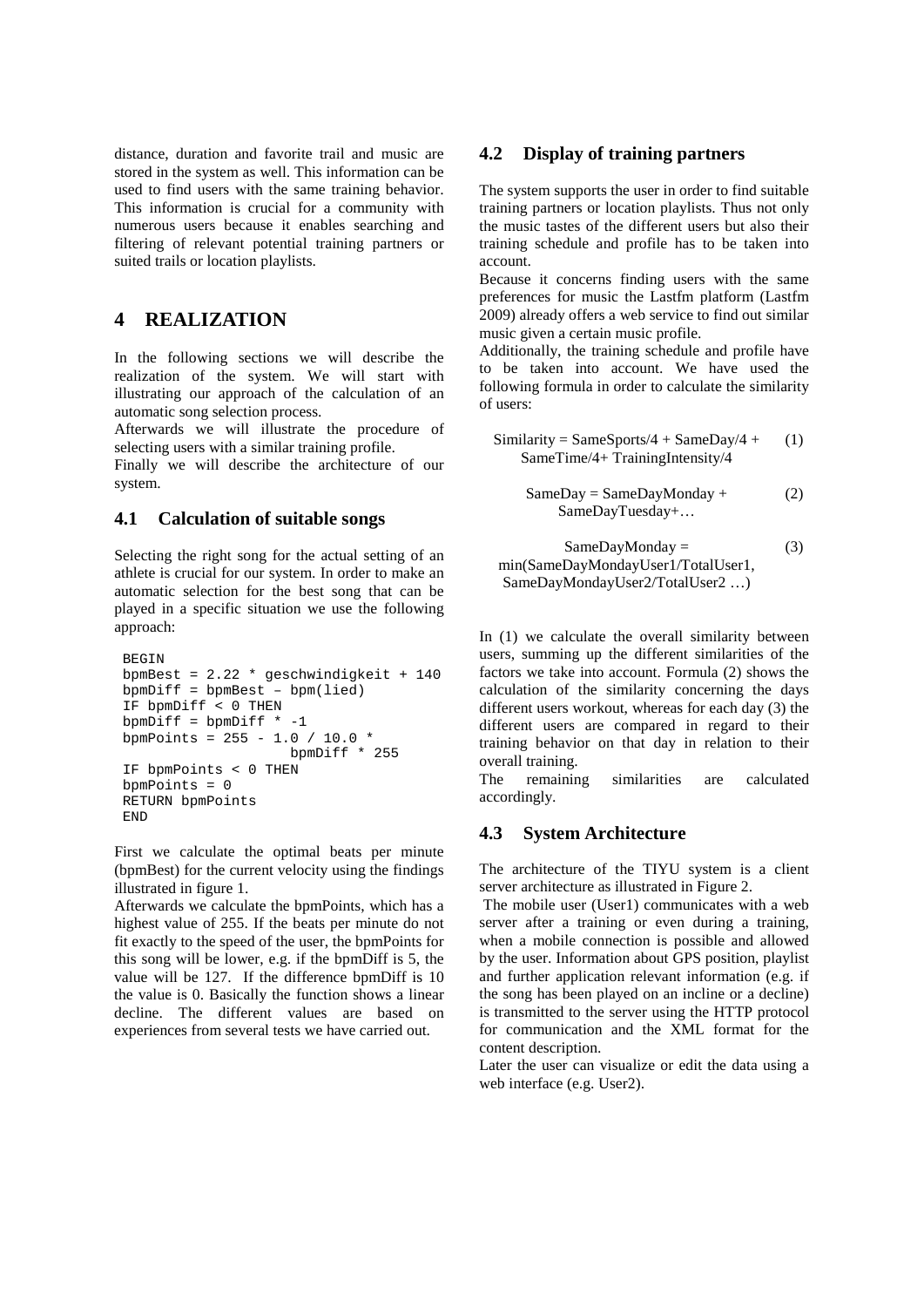distance, duration and favorite trail and music are stored in the system as well. This information can be used to find users with the same training behavior. This information is crucial for a community with numerous users because it enables searching and filtering of relevant potential training partners or suited trails or location playlists.

# 4 REALIZATION

In the following sections we will describe the realization of the system. We will start with illustrating our approach of the calculation of an automatic song selection process.

Afterwards we will illustrate the procedure of selecting users with a similar training profile.

Finally we will describe the architecture of our system.

## 4.1 Calculation of suitable songs

Selecting the right song for the actual setting of an athlete is crucial for our system. In order to make an automatic selection for the best song that can be played in a specific situation we use the following approach:

```
BEGIN
bpmBest = 2.22 * geschwindigkeit + 140
bpmDiff = bpmBest – bpm(lied)
IF bpmDiff < 0 THEN
bpmDiff = bpmDiff * -1
bpmPoints = 255 - 1.0 / 10.0 *
                    bpmDiff * 255
IF bpmPoints < 0 THEN
bpmPoints = 0
RETURN bpmPoints
END
```

First we calculate the optimal beats per minute (bpmBest) for the current velocity using the findings illustrated in figure 1.

Afterwards we calculate the bpmPoints, which has a highest value of 255. If the beats per minute do not fit exactly to the speed of the user, the bpmPoints for this song will be lower, e.g. if the bpmDiff is 5, the value will be 127. If the difference bpmDiff is 10 the value is 0. Basically the function shows a linear decline. The different values are based on experiences from several tests we have carried out.

## 4.2 Display of training partners

The system supports the user in order to find suitable training partners or location playlists. Thus not only the music tastes of the different users but also their training schedule and profile has to be taken into account.

Because it concerns finding users with the same preferences for music the Lastfm platform (Lastfm 2009) already offers a web service to find out similar music given a certain music profile.

Additionally, the training schedule and profile have to be taken into account. We have used the following formula in order to calculate the similarity of users:

$$\text{Similarity} = \text{SameSports}/4 + \text{SameDay}/4 + \text{SameTime}/4 + \text{TrainingIntensity}/4 \quad (1)$$

$$\text{SameDay} = \text{SameDayMonday} + \text{SameDayTuesday} + \ldots \quad (2)$$

$$\text{SameDayMonday} = \min(\text{SameDayMondayUser1}/\text{TotalUser1}, \text{SameDayMondayUser2}/\text{TotalUser2} \ldots) \quad (3)$$

In (1) we calculate the overall similarity between users, summing up the different similarities of the factors we take into account. Formula (2) shows the calculation of the similarity concerning the days different users workout, whereas for each day (3) the different users are compared in regard to their training behavior on that day in relation to their overall training.

The remaining similarities are calculated accordingly.

## 4.3 System Architecture

The architecture of the TIYU system is a client server architecture as illustrated in Figure 2.

The mobile user (User1) communicates with a web server after a training or even during a training, when a mobile connection is possible and allowed by the user. Information about GPS position, playlist and further application relevant information (e.g. if the song has been played on an incline or a decline) is transmitted to the server using the HTTP protocol for communication and the XML format for the content description.

Later the user can visualize or edit the data using a web interface (e.g. User2).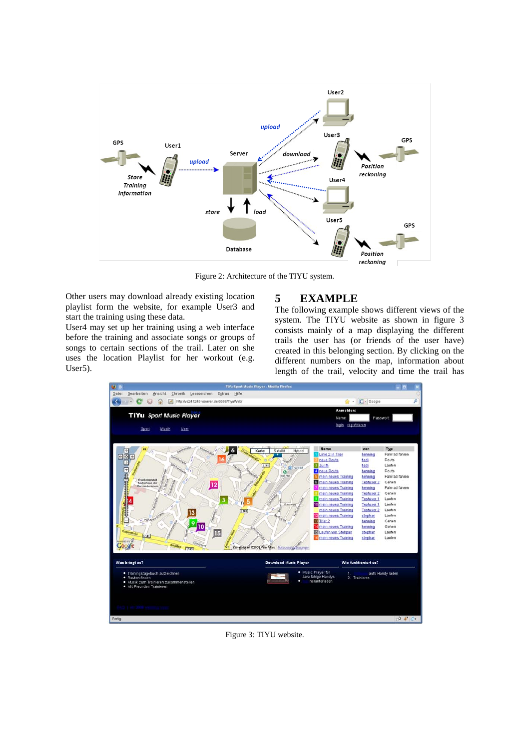Figure 2: Architecture of the TIYU system.

Other users may download already existing location playlist form the website, for example User3 and start the training using these data.
User4 may set up her training using a web interface before the training and associate songs or groups of songs to certain sections of the trail. Later on she uses the location Playlist for her workout (e.g. User5).

# 5 EXAMPLE

The following example shows different views of the system. The TIYU website as shown in figure 3 consists mainly of a map displaying the different trails the user has (or friends of the user have) created in this belonging section. By clicking on the different numbers on the map, information about length of the trail, velocity and time the trail has

Figure 3: TIYU website.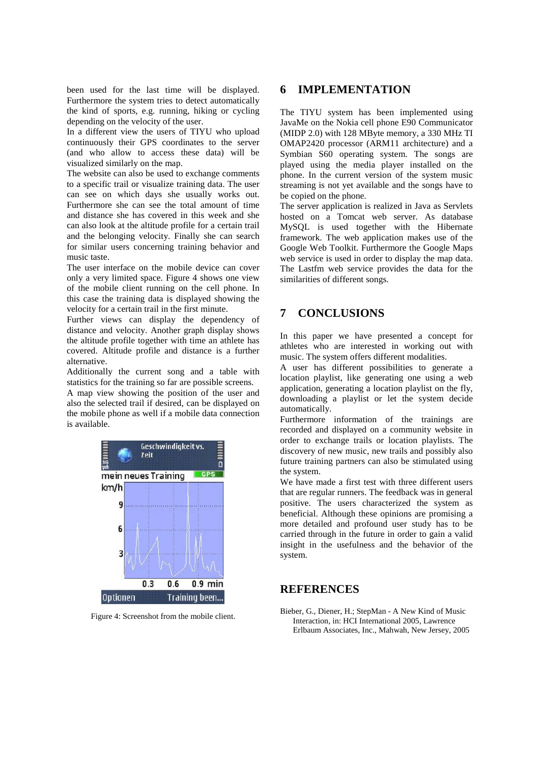been used for the last time will be displayed. Furthermore the system tries to detect automatically the kind of sports, e.g. running, hiking or cycling depending on the velocity of the user.

In a different view the users of TIYU who upload continuously their GPS coordinates to the server (and who allow to access these data) will be visualized similarly on the map.

The website can also be used to exchange comments to a specific trail or visualize training data. The user can see on which days she usually works out. Furthermore she can see the total amount of time and distance she has covered in this week and she can also look at the altitude profile for a certain trail and the belonging velocity. Finally she can search for similar users concerning training behavior and music taste.

The user interface on the mobile device can cover only a very limited space. Figure 4 shows one view of the mobile client running on the cell phone. In this case the training data is displayed showing the velocity for a certain trail in the first minute.

Further views can display the dependency of distance and velocity. Another graph display shows the altitude profile together with time an athlete has covered. Altitude profile and distance is a further alternative.

Additionally the current song and a table with statistics for the training so far are possible screens.

A map view showing the position of the user and also the selected trail if desired, can be displayed on the mobile phone as well if a mobile data connection is available.

Figure 4: Screenshot from the mobile client.

## 6 IMPLEMENTATION

The TIYU system has been implemented using JavaMe on the Nokia cell phone E90 Communicator (MIDP 2.0) with 128 MByte memory, a 330 MHz TI OMAP2420 processor (ARM11 architecture) and a Symbian S60 operating system. The songs are played using the media player installed on the phone. In the current version of the system music streaming is not yet available and the songs have to be copied on the phone.

The server application is realized in Java as Servlets hosted on a Tomcat web server. As database MySQL is used together with the Hibernate framework. The web application makes use of the Google Web Toolkit. Furthermore the Google Maps web service is used in order to display the map data. The Lastfm web service provides the data for the similarities of different songs.

## 7 CONCLUSIONS

In this paper we have presented a concept for athletes who are interested in working out with music. The system offers different modalities.

A user has different possibilities to generate a location playlist, like generating one using a web application, generating a location playlist on the fly, downloading a playlist or let the system decide automatically.

Furthermore information of the trainings are recorded and displayed on a community website in order to exchange trails or location playlists. The discovery of new music, new trails and possibly also future training partners can also be stimulated using the system.

We have made a first test with three different users that are regular runners. The feedback was in general positive. The users characterized the system as beneficial. Although these opinions are promising a more detailed and profound user study has to be carried through in the future in order to gain a valid insight in the usefulness and the behavior of the system.

## REFERENCES

Bieber, G., Diener, H.; StepMan - A New Kind of Music Interaction, in: HCI International 2005, Lawrence Erlbaum Associates, Inc., Mahwah, New Jersey, 2005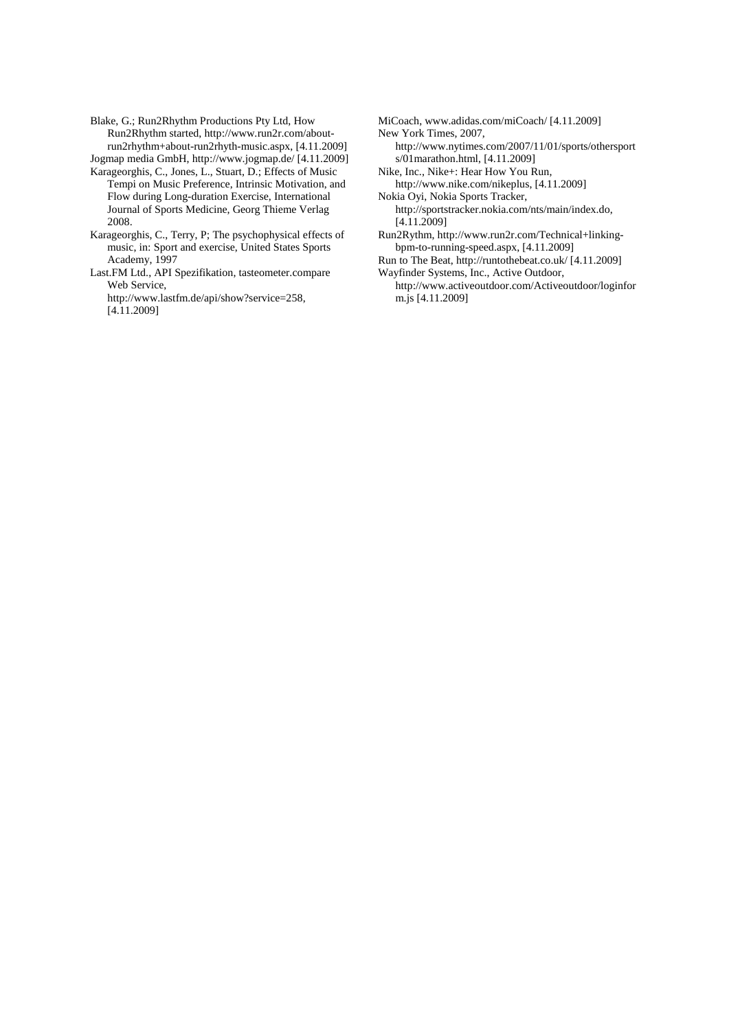Blake, G.; Run2Rhythm Productions Pty Ltd, How Run2Rhythm started, http://www.run2r.com/about-run2rhythm+about-run2rhyth-music.aspx, [4.11.2009]

Jogmap media GmbH, http://www.jogmap.de/ [4.11.2009]

Karageorghis, C., Jones, L., Stuart, D.; Effects of Music Tempi on Music Preference, Intrinsic Motivation, and Flow during Long-duration Exercise, International Journal of Sports Medicine, Georg Thieme Verlag 2008.

Karageorghis, C., Terry, P; The psychophysical effects of music, in: Sport and exercise, United States Sports Academy, 1997

Last.FM Ltd., API Spezifikation, tasteometer.compare Web Service, http://www.lastfm.de/api/show?service=258, [4.11.2009]

MiCoach, www.adidas.com/miCoach/ [4.11.2009]

New York Times, 2007, http://www.nytimes.com/2007/11/01/sports/othersports/01marathon.html, [4.11.2009]

Nike, Inc., Nike+: Hear How You Run, http://www.nike.com/nikeplus, [4.11.2009]

Nokia Oyi, Nokia Sports Tracker, http://sportstracker.nokia.com/nts/main/index.do, [4.11.2009]

Run2Rythm, http://www.run2r.com/Technical+linking-bpm-to-running-speed.aspx, [4.11.2009]

Run to The Beat, http://runtothebeat.co.uk/ [4.11.2009]

Wayfinder Systems, Inc., Active Outdoor, http://www.activeoutdoor.com/Activeoutdoor/loginform.js [4.11.2009]